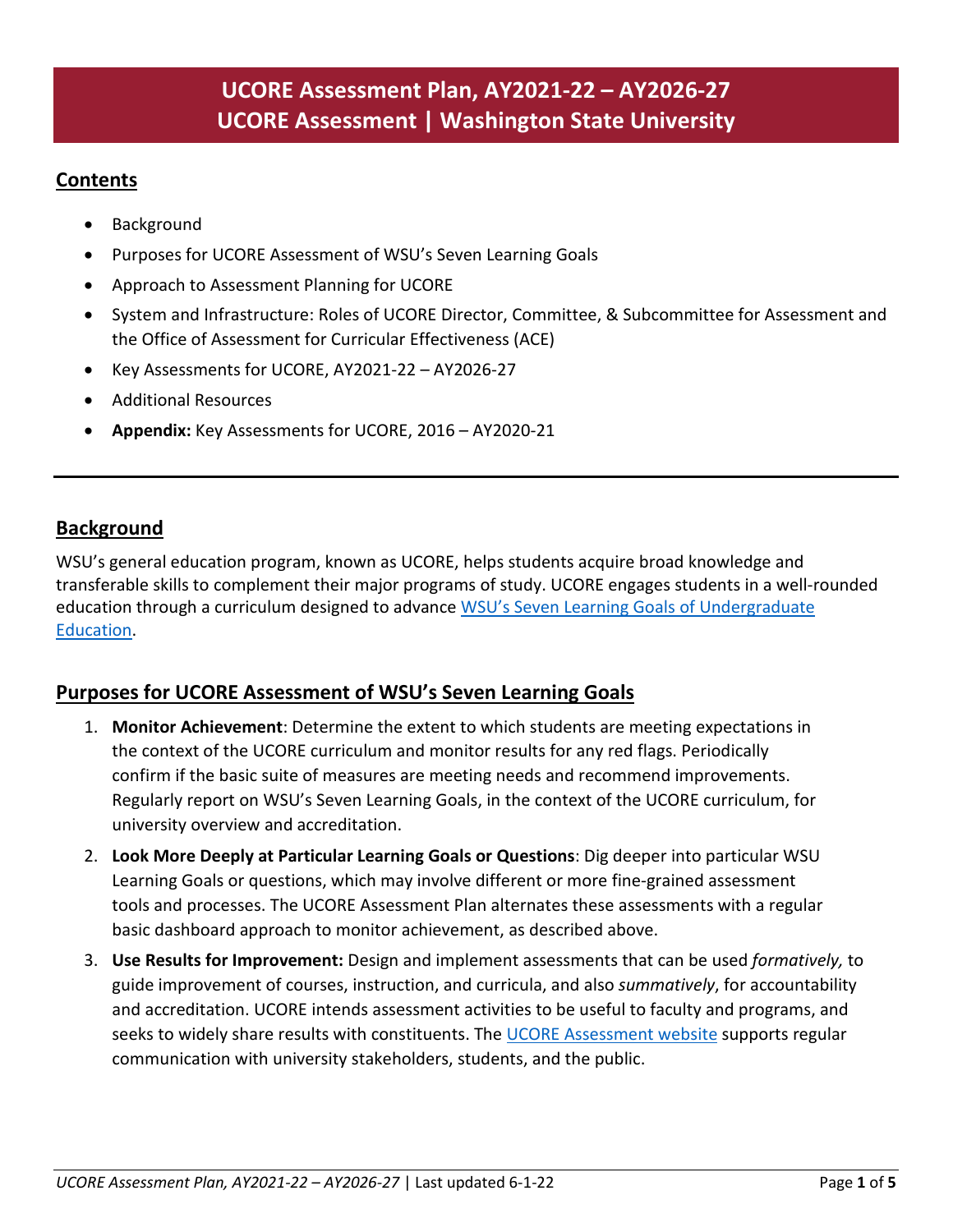# UCORE Assessment Plan, AY2021-22 – AY2026-27
# UCORE Assessment | Washington State University

## Contents

- Background
- Purposes for UCORE Assessment of WSU's Seven Learning Goals
- Approach to Assessment Planning for UCORE
- System and Infrastructure: Roles of UCORE Director, Committee, & Subcommittee for Assessment and the Office of Assessment for Curricular Effectiveness (ACE)
- Key Assessments for UCORE, AY2021-22 – AY2026-27
- Additional Resources
- **Appendix:** Key Assessments for UCORE, 2016 – AY2020-21

---

## Background

WSU's general education program, known as UCORE, helps students acquire broad knowledge and transferable skills to complement their major programs of study. UCORE engages students in a well-rounded education through a curriculum designed to advance WSU's Seven Learning Goals of Undergraduate Education.

## Purposes for UCORE Assessment of WSU's Seven Learning Goals

1. **Monitor Achievement**: Determine the extent to which students are meeting expectations in the context of the UCORE curriculum and monitor results for any red flags. Periodically confirm if the basic suite of measures are meeting needs and recommend improvements. Regularly report on WSU's Seven Learning Goals, in the context of the UCORE curriculum, for university overview and accreditation.
2. **Look More Deeply at Particular Learning Goals or Questions**: Dig deeper into particular WSU Learning Goals or questions, which may involve different or more fine-grained assessment tools and processes. The UCORE Assessment Plan alternates these assessments with a regular basic dashboard approach to monitor achievement, as described above.
3. **Use Results for Improvement:** Design and implement assessments that can be used *formatively,* to guide improvement of courses, instruction, and curricula, and also *summatively*, for accountability and accreditation. UCORE intends assessment activities to be useful to faculty and programs, and seeks to widely share results with constituents. The UCORE Assessment website supports regular communication with university stakeholders, students, and the public.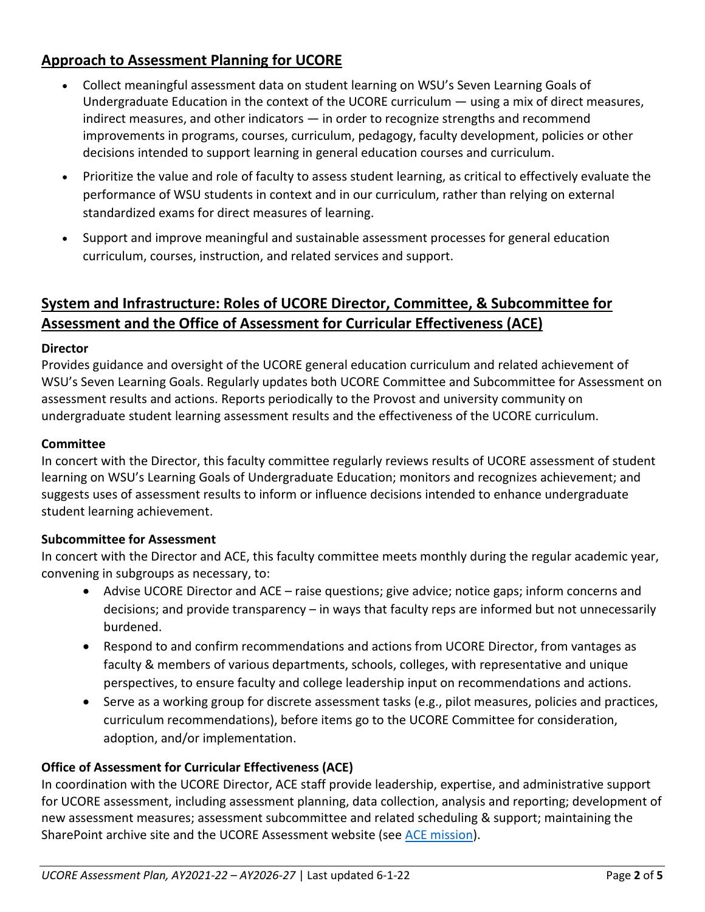## Approach to Assessment Planning for UCORE

- Collect meaningful assessment data on student learning on WSU's Seven Learning Goals of Undergraduate Education in the context of the UCORE curriculum — using a mix of direct measures, indirect measures, and other indicators — in order to recognize strengths and recommend improvements in programs, courses, curriculum, pedagogy, faculty development, policies or other decisions intended to support learning in general education courses and curriculum.
- Prioritize the value and role of faculty to assess student learning, as critical to effectively evaluate the performance of WSU students in context and in our curriculum, rather than relying on external standardized exams for direct measures of learning.
- Support and improve meaningful and sustainable assessment processes for general education curriculum, courses, instruction, and related services and support.

## System and Infrastructure: Roles of UCORE Director, Committee, & Subcommittee for Assessment and the Office of Assessment for Curricular Effectiveness (ACE)

**Director**

Provides guidance and oversight of the UCORE general education curriculum and related achievement of WSU's Seven Learning Goals. Regularly updates both UCORE Committee and Subcommittee for Assessment on assessment results and actions. Reports periodically to the Provost and university community on undergraduate student learning assessment results and the effectiveness of the UCORE curriculum.

**Committee**

In concert with the Director, this faculty committee regularly reviews results of UCORE assessment of student learning on WSU's Learning Goals of Undergraduate Education; monitors and recognizes achievement; and suggests uses of assessment results to inform or influence decisions intended to enhance undergraduate student learning achievement.

**Subcommittee for Assessment**

In concert with the Director and ACE, this faculty committee meets monthly during the regular academic year, convening in subgroups as necessary, to:

- Advise UCORE Director and ACE – raise questions; give advice; notice gaps; inform concerns and decisions; and provide transparency – in ways that faculty reps are informed but not unnecessarily burdened.
- Respond to and confirm recommendations and actions from UCORE Director, from vantages as faculty & members of various departments, schools, colleges, with representative and unique perspectives, to ensure faculty and college leadership input on recommendations and actions.
- Serve as a working group for discrete assessment tasks (e.g., pilot measures, policies and practices, curriculum recommendations), before items go to the UCORE Committee for consideration, adoption, and/or implementation.

**Office of Assessment for Curricular Effectiveness (ACE)**

In coordination with the UCORE Director, ACE staff provide leadership, expertise, and administrative support for UCORE assessment, including assessment planning, data collection, analysis and reporting; development of new assessment measures; assessment subcommittee and related scheduling & support; maintaining the SharePoint archive site and the UCORE Assessment website (see ACE mission).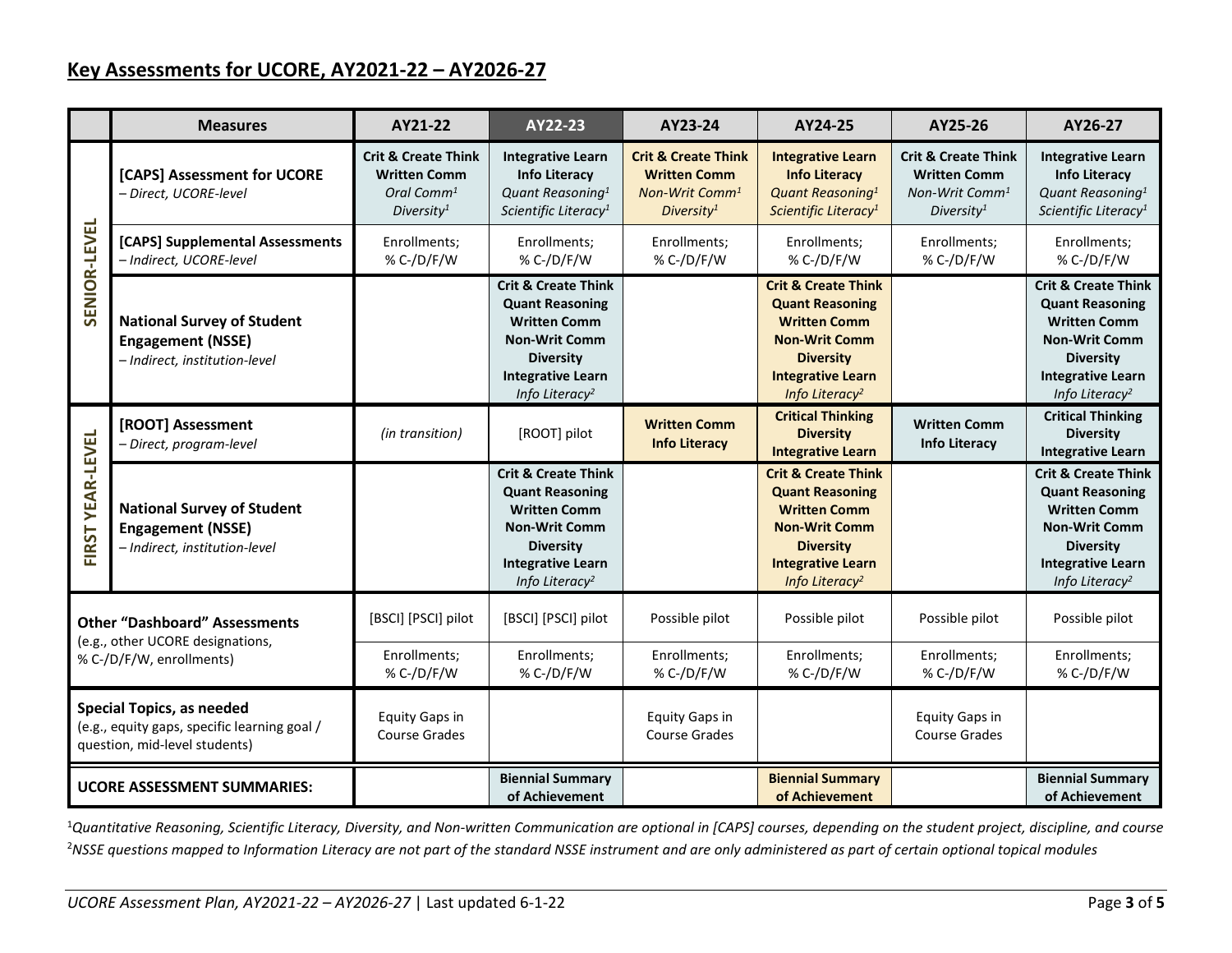## Key Assessments for UCORE, AY2021-22 – AY2026-27

| | Measures | AY21-22 | AY22-23 | AY23-24 | AY24-25 | AY25-26 | AY26-27 |
|---|---|---|---|---|---|---|---|
| SENIOR-LEVEL | **[CAPS] Assessment for UCORE** *– Direct, UCORE-level* | **Crit & Create Think** **Written Comm** *Oral Comm[1]* *Diversity[1]* | **Integrative Learn** **Info Literacy** *Quant Reasoning[1]* *Scientific Literacy[1]* | **Crit & Create Think** **Written Comm** *Non-Writ Comm[1]* *Diversity[1]* | **Integrative Learn** **Info Literacy** *Quant Reasoning[1]* *Scientific Literacy[1]* | **Crit & Create Think** **Written Comm** *Non-Writ Comm[1]* *Diversity[1]* | **Integrative Learn** **Info Literacy** *Quant Reasoning[1]* *Scientific Literacy[1]* |
| SENIOR-LEVEL | **[CAPS] Supplemental Assessments** *– Indirect, UCORE-level* | Enrollments; % C-/D/F/W | Enrollments; % C-/D/F/W | Enrollments; % C-/D/F/W | Enrollments; % C-/D/F/W | Enrollments; % C-/D/F/W | Enrollments; % C-/D/F/W |
| SENIOR-LEVEL | **National Survey of Student Engagement (NSSE)** *– Indirect, institution-level* | | **Crit & Create Think** **Quant Reasoning** **Written Comm** **Non-Writ Comm** **Diversity** **Integrative Learn** *Info Literacy[2]* | | **Crit & Create Think** **Quant Reasoning** **Written Comm** **Non-Writ Comm** **Diversity** **Integrative Learn** *Info Literacy[2]* | | **Crit & Create Think** **Quant Reasoning** **Written Comm** **Non-Writ Comm** **Diversity** **Integrative Learn** *Info Literacy[2]* |
| FIRST YEAR-LEVEL | **[ROOT] Assessment** *– Direct, program-level* | *(in transition)* | [ROOT] pilot | **Written Comm** **Info Literacy** | **Critical Thinking** **Diversity** **Integrative Learn** | **Written Comm** **Info Literacy** | **Critical Thinking** **Diversity** **Integrative Learn** |
| FIRST YEAR-LEVEL | **National Survey of Student Engagement (NSSE)** *– Indirect, institution-level* | | **Crit & Create Think** **Quant Reasoning** **Written Comm** **Non-Writ Comm** **Diversity** **Integrative Learn** *Info Literacy[2]* | | **Crit & Create Think** **Quant Reasoning** **Written Comm** **Non-Writ Comm** **Diversity** **Integrative Learn** *Info Literacy[2]* | | **Crit & Create Think** **Quant Reasoning** **Written Comm** **Non-Writ Comm** **Diversity** **Integrative Learn** *Info Literacy[2]* |
| **Other "Dashboard" Assessments** (e.g., other UCORE designations, % C-/D/F/W, enrollments) | | [BSCI] [PSCI] pilot | [BSCI] [PSCI] pilot | Possible pilot | Possible pilot | Possible pilot | Possible pilot |
| | | Enrollments; % C-/D/F/W | Enrollments; % C-/D/F/W | Enrollments; % C-/D/F/W | Enrollments; % C-/D/F/W | Enrollments; % C-/D/F/W | Enrollments; % C-/D/F/W |
| **Special Topics, as needed** (e.g., equity gaps, specific learning goal / question, mid-level students) | | Equity Gaps in Course Grades | | Equity Gaps in Course Grades | | Equity Gaps in Course Grades | |
| **UCORE ASSESSMENT SUMMARIES:** | | | **Biennial Summary of Achievement** | | **Biennial Summary of Achievement** | | **Biennial Summary of Achievement** |

[1]*Quantitative Reasoning, Scientific Literacy, Diversity, and Non-written Communication are optional in [CAPS] courses, depending on the student project, discipline, and course*

[2]*NSSE questions mapped to Information Literacy are not part of the standard NSSE instrument and are only administered as part of certain optional topical modules*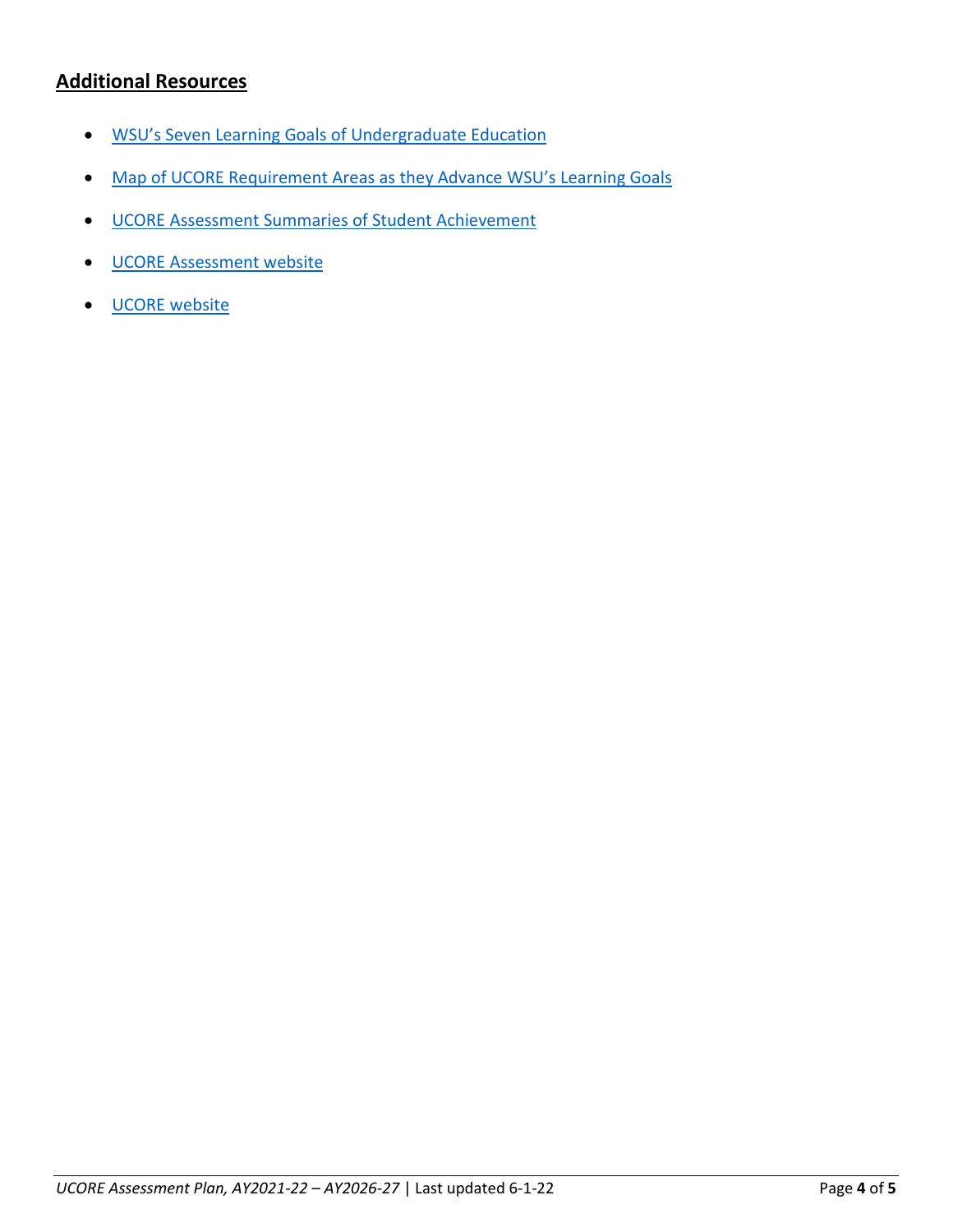## Additional Resources

- WSU's Seven Learning Goals of Undergraduate Education
- Map of UCORE Requirement Areas as they Advance WSU's Learning Goals
- UCORE Assessment Summaries of Student Achievement
- UCORE Assessment website
- UCORE website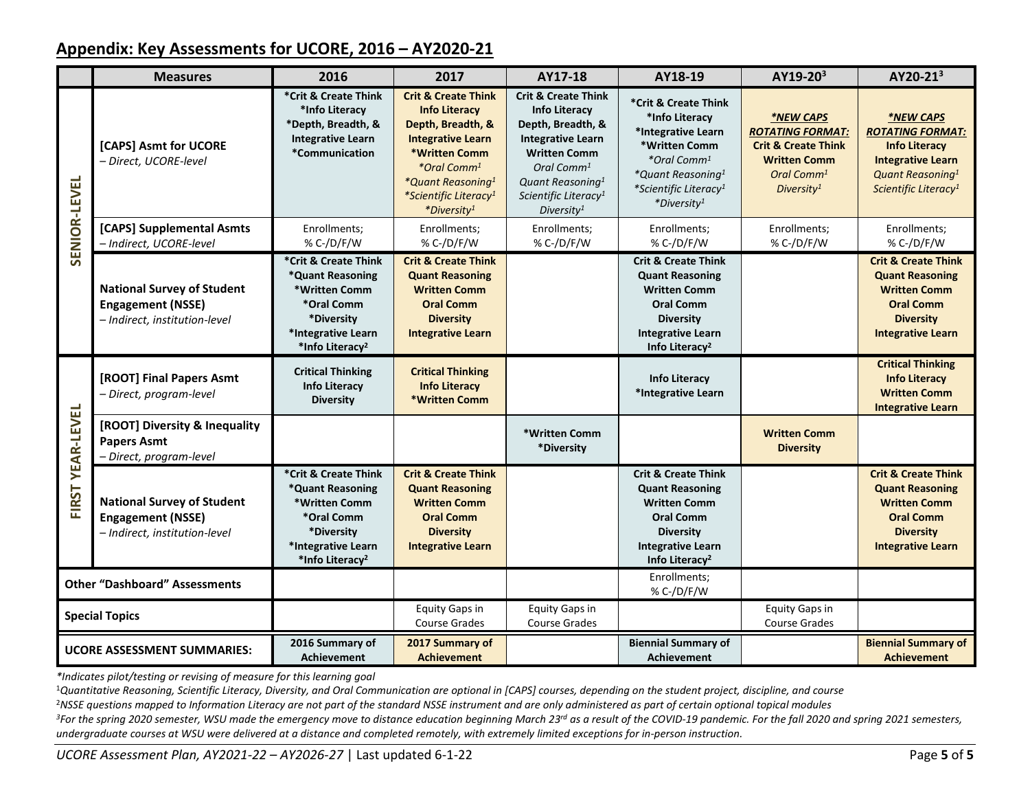## Appendix: Key Assessments for UCORE, 2016 – AY2020-21

| | Measures | 2016 | 2017 | AY17-18 | AY18-19 | AY19-20[3] | AY20-21[3] |
|---|---|---|---|---|---|---|---|
| SENIOR-LEVEL | **[CAPS] Asmt for UCORE** *– Direct, UCORE-level* | **\*Crit & Create Think** **\*Info Literacy** **\*Depth, Breadth, & Integrative Learn** **\*Communication** | **Crit & Create Think** **Info Literacy** **Depth, Breadth, & Integrative Learn** **\*Written Comm** *\*Oral Comm[1]* *\*Quant Reasoning[1]* *\*Scientific Literacy[1]* *\*Diversity[1]* | **Crit & Create Think** **Info Literacy** **Depth, Breadth, & Integrative Learn** **Written Comm** *Oral Comm[1]* *Quant Reasoning[1]* *Scientific Literacy[1]* *Diversity[1]* | **\*Crit & Create Think** **\*Info Literacy** **\*Integrative Learn** **\*Written Comm** *\*Oral Comm[1]* *\*Quant Reasoning[1]* *\*Scientific Literacy[1]* *\*Diversity[1]* | ***\*NEW CAPS ROTATING FORMAT:*** **Crit & Create Think** **Written Comm** *Oral Comm[1]* *Diversity[1]* | ***\*NEW CAPS ROTATING FORMAT:*** **Info Literacy** **Integrative Learn** *Quant Reasoning[1]* *Scientific Literacy[1]* |
| SENIOR-LEVEL | **[CAPS] Supplemental Asmts** *– Indirect, UCORE-level* | Enrollments; % C-/D/F/W | Enrollments; % C-/D/F/W | Enrollments; % C-/D/F/W | Enrollments; % C-/D/F/W | Enrollments; % C-/D/F/W | Enrollments; % C-/D/F/W |
| SENIOR-LEVEL | **National Survey of Student Engagement (NSSE)** *– Indirect, institution-level* | **\*Crit & Create Think** **\*Quant Reasoning** **\*Written Comm** **\*Oral Comm** **\*Diversity** **\*Integrative Learn** **\*Info Literacy[2]** | **Crit & Create Think** **Quant Reasoning** **Written Comm** **Oral Comm** **Diversity** **Integrative Learn** | | **Crit & Create Think** **Quant Reasoning** **Written Comm** **Oral Comm** **Diversity** **Integrative Learn** **Info Literacy[2]** | | **Crit & Create Think** **Quant Reasoning** **Written Comm** **Oral Comm** **Diversity** **Integrative Learn** |
| FIRST YEAR-LEVEL | **[ROOT] Final Papers Asmt** *– Direct, program-level* | **Critical Thinking** **Info Literacy** **Diversity** | **Critical Thinking** **Info Literacy** **\*Written Comm** | | **Info Literacy** **\*Integrative Learn** | | **Critical Thinking** **Info Literacy** **Written Comm** **Integrative Learn** |
| FIRST YEAR-LEVEL | **[ROOT] Diversity & Inequality Papers Asmt** *– Direct, program-level* | | | **\*Written Comm** **\*Diversity** | | **Written Comm** **Diversity** | |
| FIRST YEAR-LEVEL | **National Survey of Student Engagement (NSSE)** *– Indirect, institution-level* | **\*Crit & Create Think** **\*Quant Reasoning** **\*Written Comm** **\*Oral Comm** **\*Diversity** **\*Integrative Learn** **\*Info Literacy[2]** | **Crit & Create Think** **Quant Reasoning** **Written Comm** **Oral Comm** **Diversity** **Integrative Learn** | | **Crit & Create Think** **Quant Reasoning** **Written Comm** **Oral Comm** **Diversity** **Integrative Learn** **Info Literacy[2]** | | **Crit & Create Think** **Quant Reasoning** **Written Comm** **Oral Comm** **Diversity** **Integrative Learn** |
| **Other "Dashboard" Assessments** | | | | | Enrollments; % C-/D/F/W | | |
| **Special Topics** | | | Equity Gaps in Course Grades | Equity Gaps in Course Grades | | Equity Gaps in Course Grades | |
| **UCORE ASSESSMENT SUMMARIES:** | | **2016 Summary of Achievement** | **2017 Summary of Achievement** | | **Biennial Summary of Achievement** | | **Biennial Summary of Achievement** |

*\*Indicates pilot/testing or revising of measure for this learning goal*

*[1]Quantitative Reasoning, Scientific Literacy, Diversity, and Oral Communication are optional in [CAPS] courses, depending on the student project, discipline, and course*

*[2]NSSE questions mapped to Information Literacy are not part of the standard NSSE instrument and are only administered as part of certain optional topical modules*

*[3]For the spring 2020 semester, WSU made the emergency move to distance education beginning March 23rd as a result of the COVID-19 pandemic. For the fall 2020 and spring 2021 semesters, undergraduate courses at WSU were delivered at a distance and completed remotely, with extremely limited exceptions for in-person instruction.*